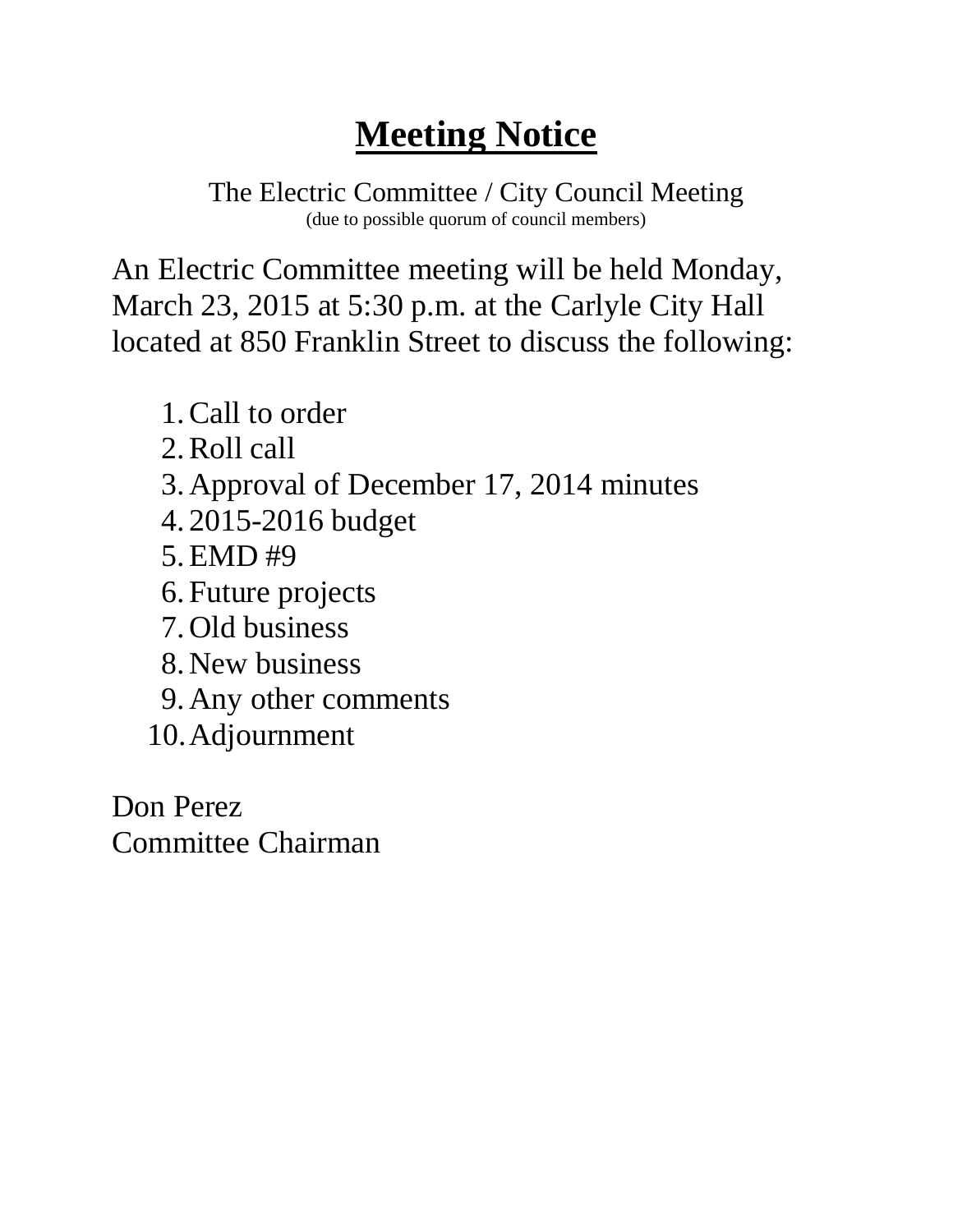# **Meeting Notice**

The Electric Committee / City Council Meeting
(due to possible quorum of council members)

An Electric Committee meeting will be held Monday, March 23, 2015 at 5:30 p.m. at the Carlyle City Hall located at 850 Franklin Street to discuss the following:

1. Call to order
2. Roll call
3. Approval of December 17, 2014 minutes
4. 2015-2016 budget
5. EMD #9
6. Future projects
7. Old business
8. New business
9. Any other comments
10. Adjournment

Don Perez
Committee Chairman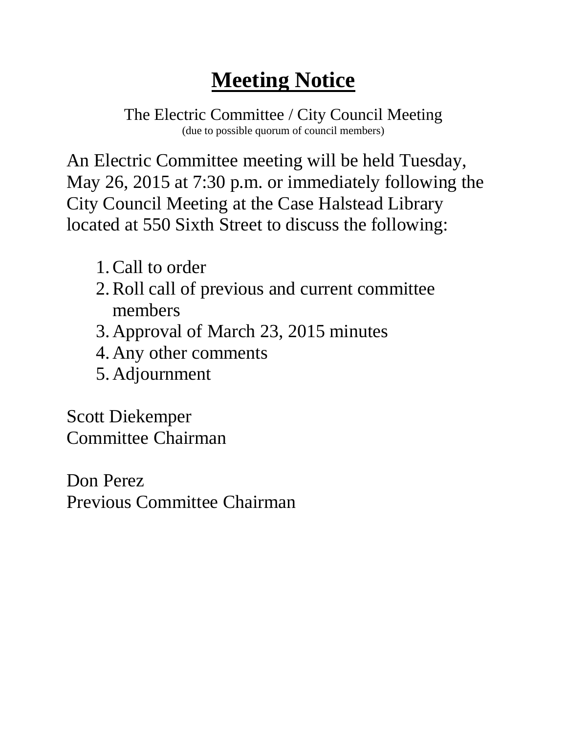# Meeting Notice

The Electric Committee / City Council Meeting
(due to possible quorum of council members)

An Electric Committee meeting will be held Tuesday, May 26, 2015 at 7:30 p.m. or immediately following the City Council Meeting at the Case Halstead Library located at 550 Sixth Street to discuss the following:

1. Call to order
2. Roll call of previous and current committee members
3. Approval of March 23, 2015 minutes
4. Any other comments
5. Adjournment

Scott Diekemper
Committee Chairman

Don Perez
Previous Committee Chairman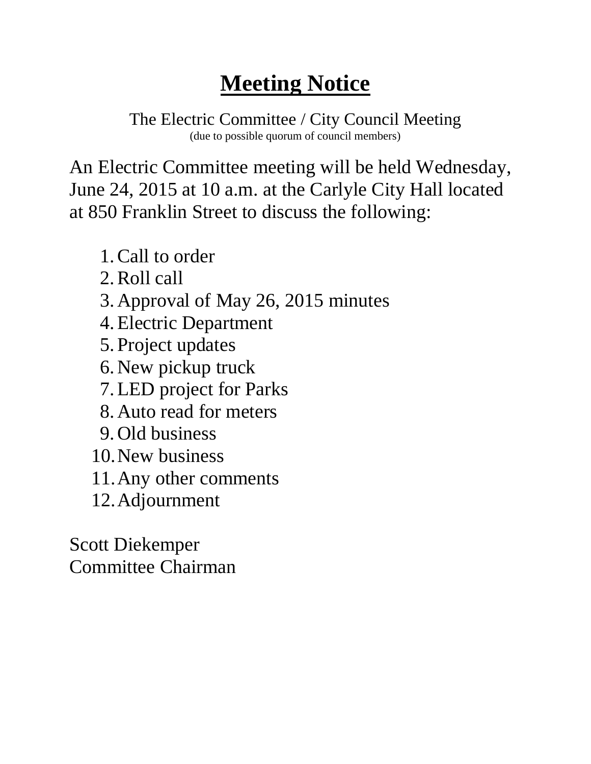# **Meeting Notice**

The Electric Committee / City Council Meeting
(due to possible quorum of council members)

An Electric Committee meeting will be held Wednesday, June 24, 2015 at 10 a.m. at the Carlyle City Hall located at 850 Franklin Street to discuss the following:

1. Call to order
2. Roll call
3. Approval of May 26, 2015 minutes
4. Electric Department
5. Project updates
6. New pickup truck
7. LED project for Parks
8. Auto read for meters
9. Old business
10. New business
11. Any other comments
12. Adjournment

Scott Diekemper
Committee Chairman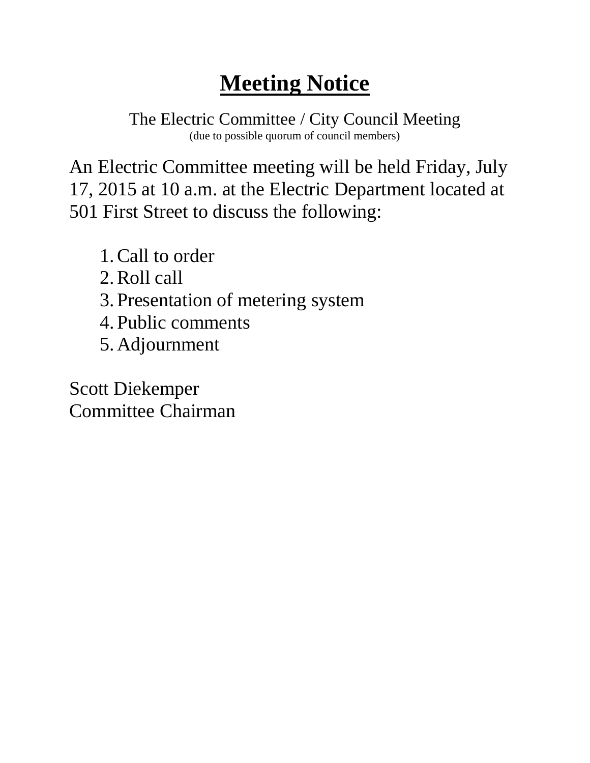# Meeting Notice

The Electric Committee / City Council Meeting
(due to possible quorum of council members)

An Electric Committee meeting will be held Friday, July 17, 2015 at 10 a.m. at the Electric Department located at 501 First Street to discuss the following:

1. Call to order
2. Roll call
3. Presentation of metering system
4. Public comments
5. Adjournment

Scott Diekemper
Committee Chairman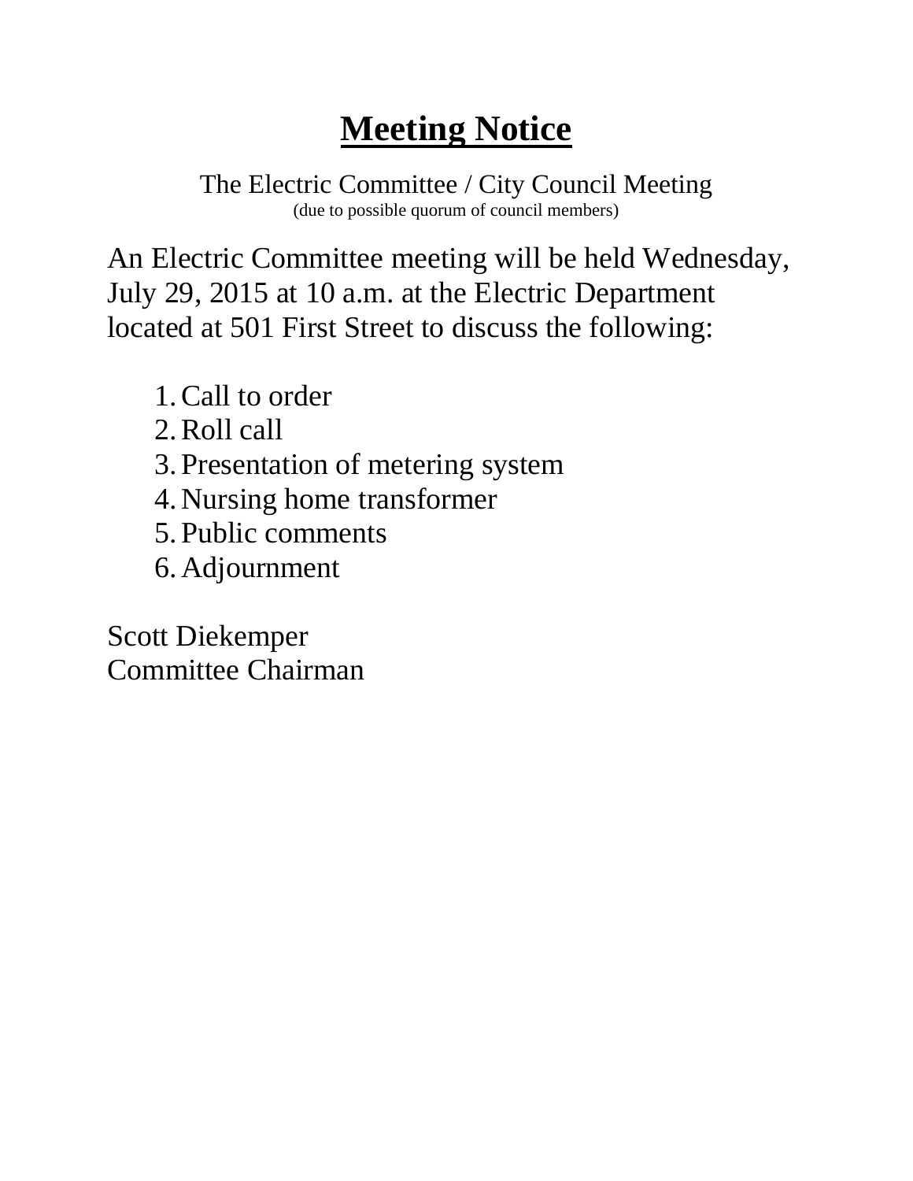# Meeting Notice

The Electric Committee / City Council Meeting
(due to possible quorum of council members)

An Electric Committee meeting will be held Wednesday, July 29, 2015 at 10 a.m. at the Electric Department located at 501 First Street to discuss the following:

1. Call to order
2. Roll call
3. Presentation of metering system
4. Nursing home transformer
5. Public comments
6. Adjournment

Scott Diekemper
Committee Chairman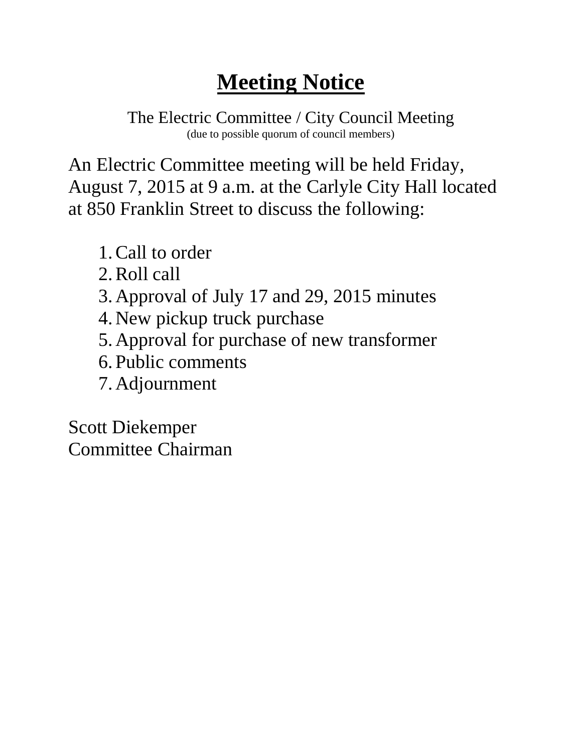# **Meeting Notice**

The Electric Committee / City Council Meeting
(due to possible quorum of council members)

An Electric Committee meeting will be held Friday, August 7, 2015 at 9 a.m. at the Carlyle City Hall located at 850 Franklin Street to discuss the following:

1. Call to order
2. Roll call
3. Approval of July 17 and 29, 2015 minutes
4. New pickup truck purchase
5. Approval for purchase of new transformer
6. Public comments
7. Adjournment

Scott Diekemper
Committee Chairman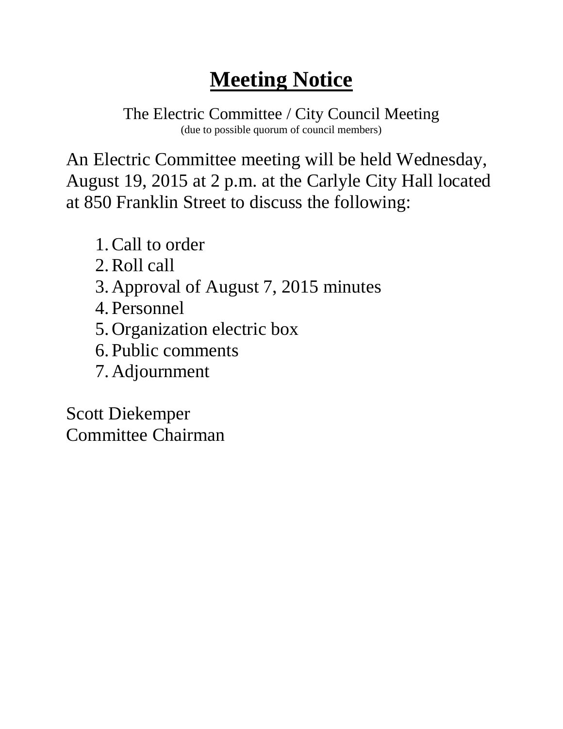# **Meeting Notice**

The Electric Committee / City Council Meeting
(due to possible quorum of council members)

An Electric Committee meeting will be held Wednesday, August 19, 2015 at 2 p.m. at the Carlyle City Hall located at 850 Franklin Street to discuss the following:

1. Call to order
2. Roll call
3. Approval of August 7, 2015 minutes
4. Personnel
5. Organization electric box
6. Public comments
7. Adjournment

Scott Diekemper
Committee Chairman